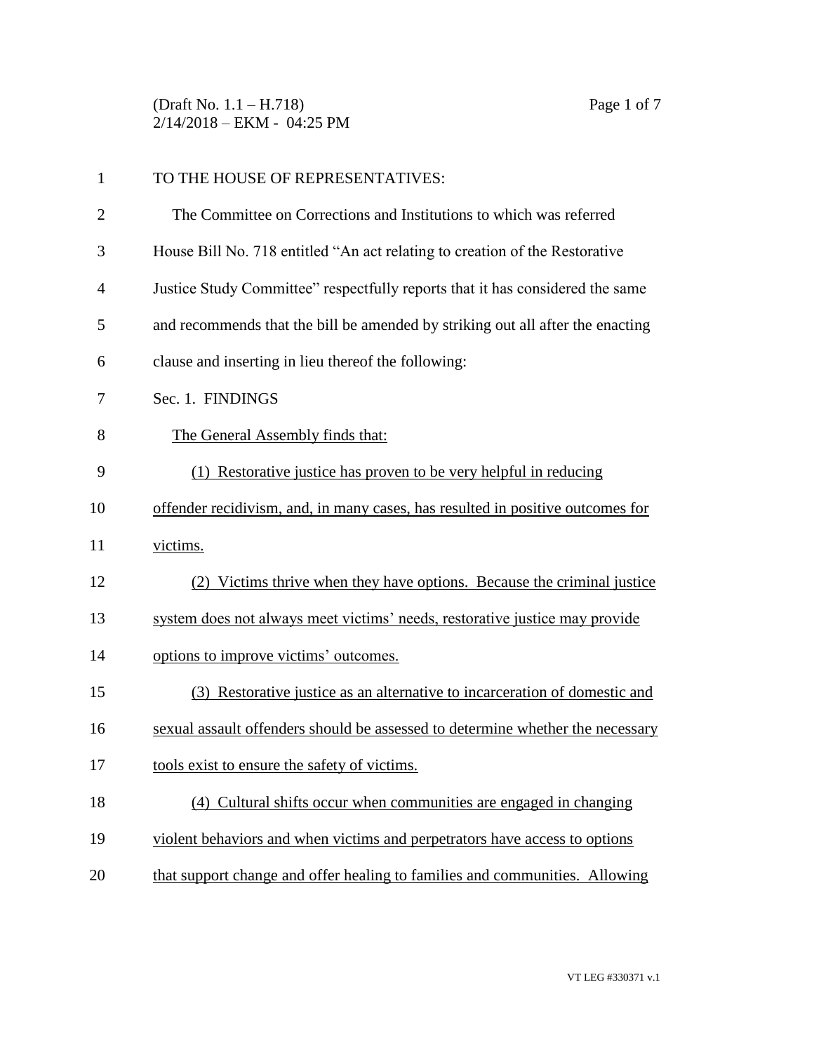TO THE HOUSE OF REPRESENTATIVES:

The Committee on Corrections and Institutions to which was referred House Bill No. 718 entitled "An act relating to creation of the Restorative Justice Study Committee" respectfully reports that it has considered the same and recommends that the bill be amended by striking out all after the enacting clause and inserting in lieu thereof the following:

Sec. 1. FINDINGS

The General Assembly finds that:

(1) Restorative justice has proven to be very helpful in reducing offender recidivism, and, in many cases, has resulted in positive outcomes for victims.

(2) Victims thrive when they have options. Because the criminal justice system does not always meet victims' needs, restorative justice may provide options to improve victims' outcomes.

(3) Restorative justice as an alternative to incarceration of domestic and sexual assault offenders should be assessed to determine whether the necessary tools exist to ensure the safety of victims.

(4) Cultural shifts occur when communities are engaged in changing violent behaviors and when victims and perpetrators have access to options that support change and offer healing to families and communities. Allowing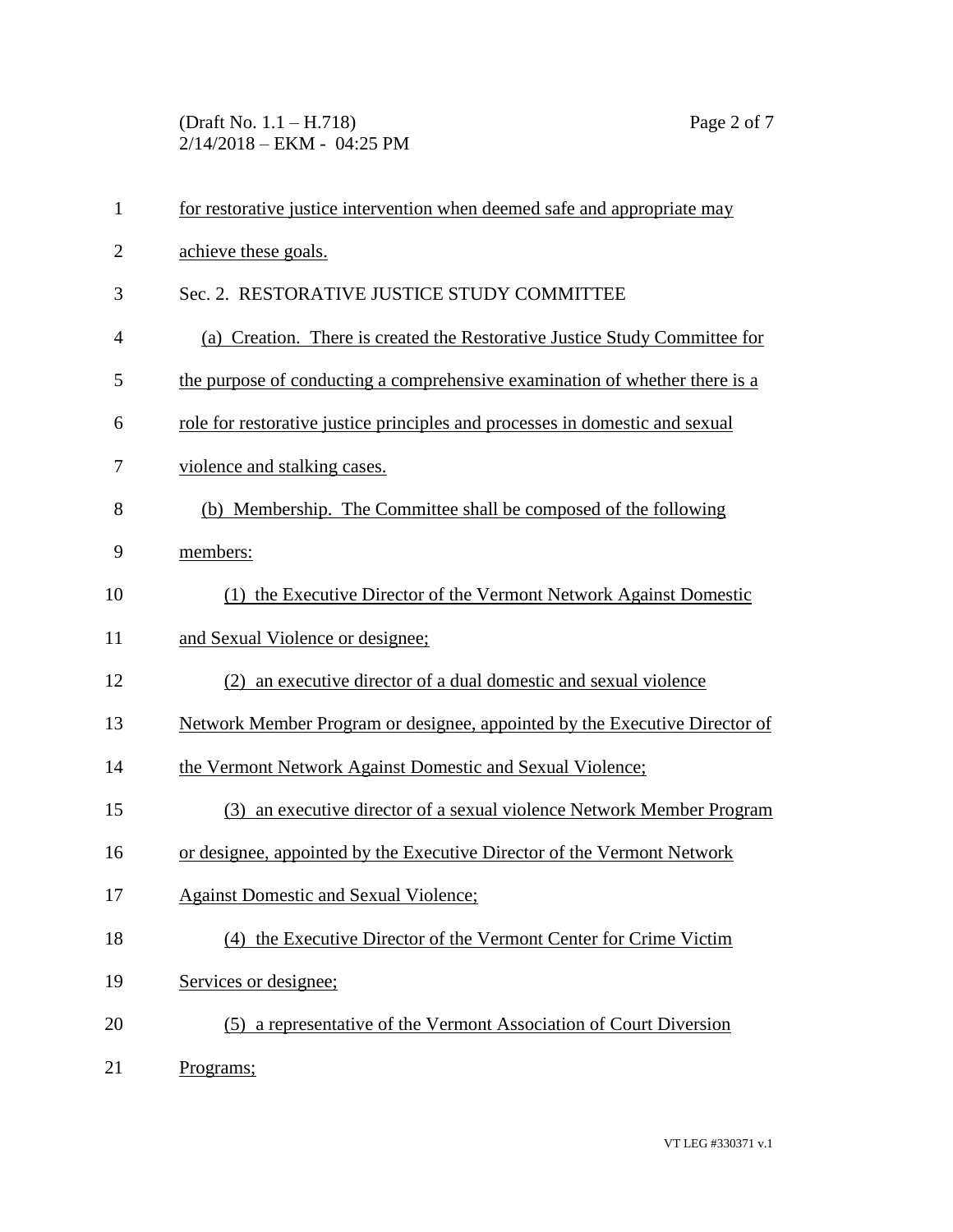for restorative justice intervention when deemed safe and appropriate may achieve these goals.

Sec. 2. RESTORATIVE JUSTICE STUDY COMMITTEE

(a) Creation. There is created the Restorative Justice Study Committee for the purpose of conducting a comprehensive examination of whether there is a role for restorative justice principles and processes in domestic and sexual violence and stalking cases.

(b) Membership. The Committee shall be composed of the following members:

(1) the Executive Director of the Vermont Network Against Domestic and Sexual Violence or designee;

(2) an executive director of a dual domestic and sexual violence Network Member Program or designee, appointed by the Executive Director of the Vermont Network Against Domestic and Sexual Violence;

(3) an executive director of a sexual violence Network Member Program or designee, appointed by the Executive Director of the Vermont Network Against Domestic and Sexual Violence;

(4) the Executive Director of the Vermont Center for Crime Victim Services or designee;

(5) a representative of the Vermont Association of Court Diversion Programs;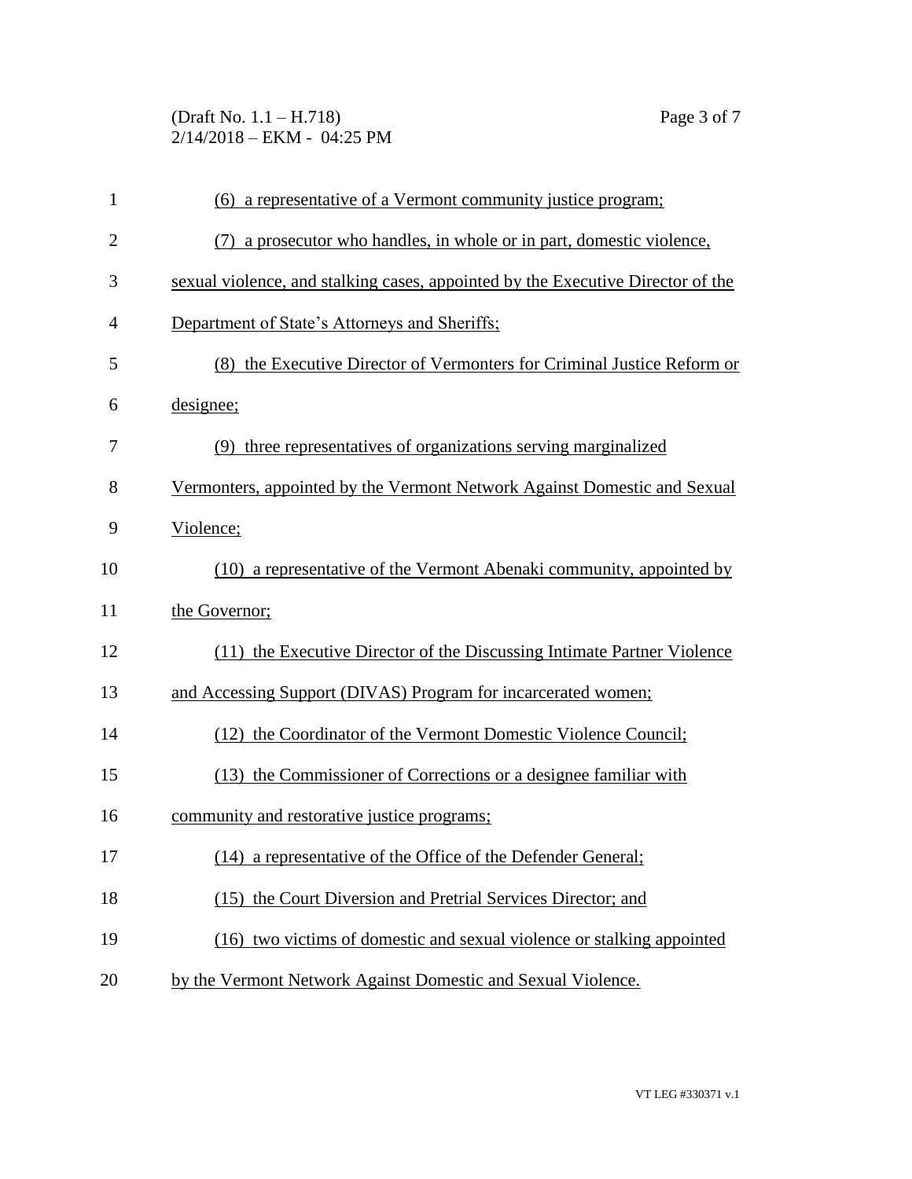(6) a representative of a Vermont community justice program;

(7) a prosecutor who handles, in whole or in part, domestic violence, sexual violence, and stalking cases, appointed by the Executive Director of the Department of State's Attorneys and Sheriffs;

(8) the Executive Director of Vermonters for Criminal Justice Reform or designee;

(9) three representatives of organizations serving marginalized Vermonters, appointed by the Vermont Network Against Domestic and Sexual Violence;

(10) a representative of the Vermont Abenaki community, appointed by the Governor;

(11) the Executive Director of the Discussing Intimate Partner Violence and Accessing Support (DIVAS) Program for incarcerated women;

(12) the Coordinator of the Vermont Domestic Violence Council;

(13) the Commissioner of Corrections or a designee familiar with community and restorative justice programs;

(14) a representative of the Office of the Defender General;

(15) the Court Diversion and Pretrial Services Director; and

(16) two victims of domestic and sexual violence or stalking appointed by the Vermont Network Against Domestic and Sexual Violence.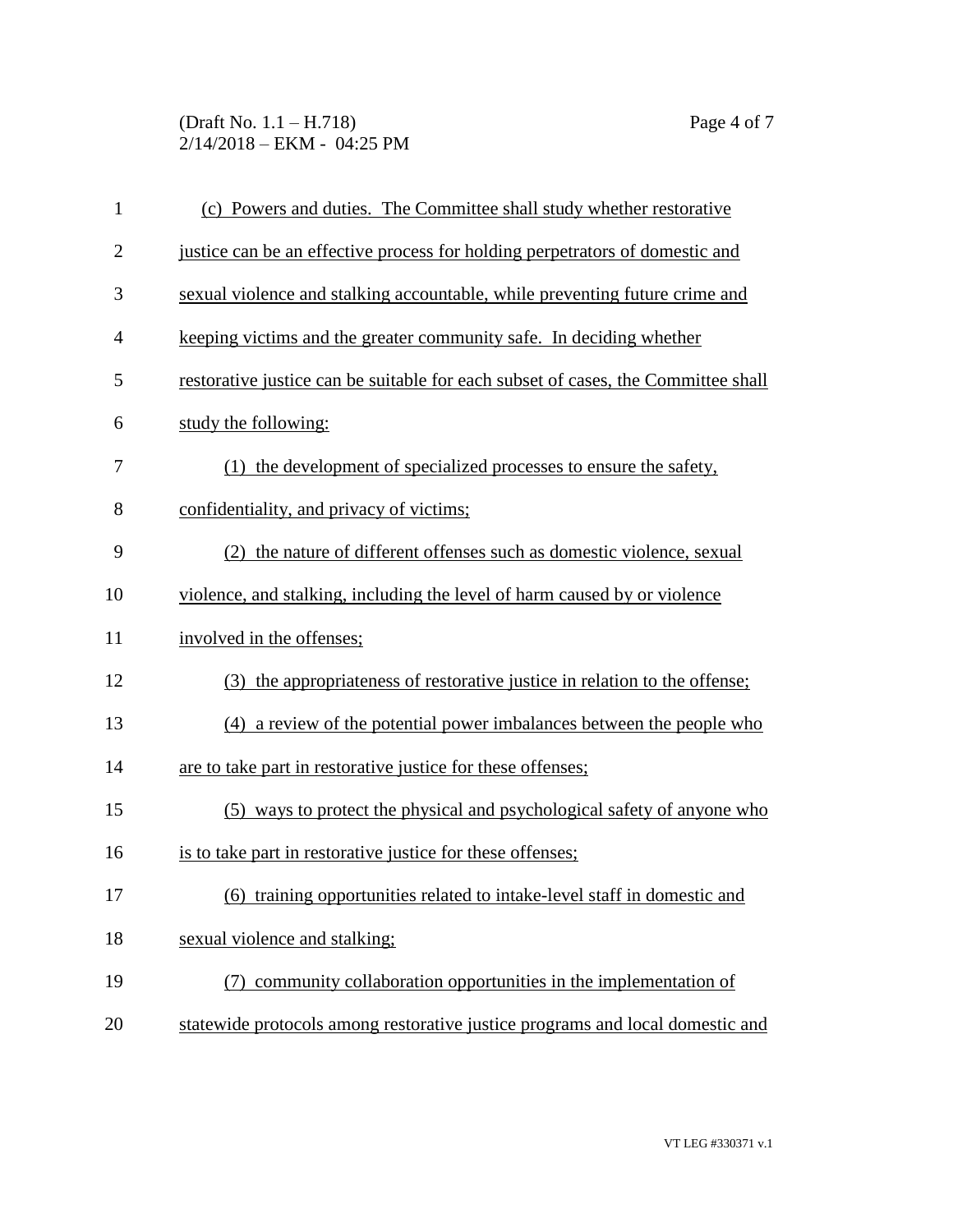(c) Powers and duties. The Committee shall study whether restorative justice can be an effective process for holding perpetrators of domestic and sexual violence and stalking accountable, while preventing future crime and keeping victims and the greater community safe. In deciding whether restorative justice can be suitable for each subset of cases, the Committee shall study the following:

(1) the development of specialized processes to ensure the safety, confidentiality, and privacy of victims;

(2) the nature of different offenses such as domestic violence, sexual violence, and stalking, including the level of harm caused by or violence involved in the offenses;

(3) the appropriateness of restorative justice in relation to the offense;

(4) a review of the potential power imbalances between the people who are to take part in restorative justice for these offenses;

(5) ways to protect the physical and psychological safety of anyone who is to take part in restorative justice for these offenses;

(6) training opportunities related to intake-level staff in domestic and sexual violence and stalking;

(7) community collaboration opportunities in the implementation of statewide protocols among restorative justice programs and local domestic and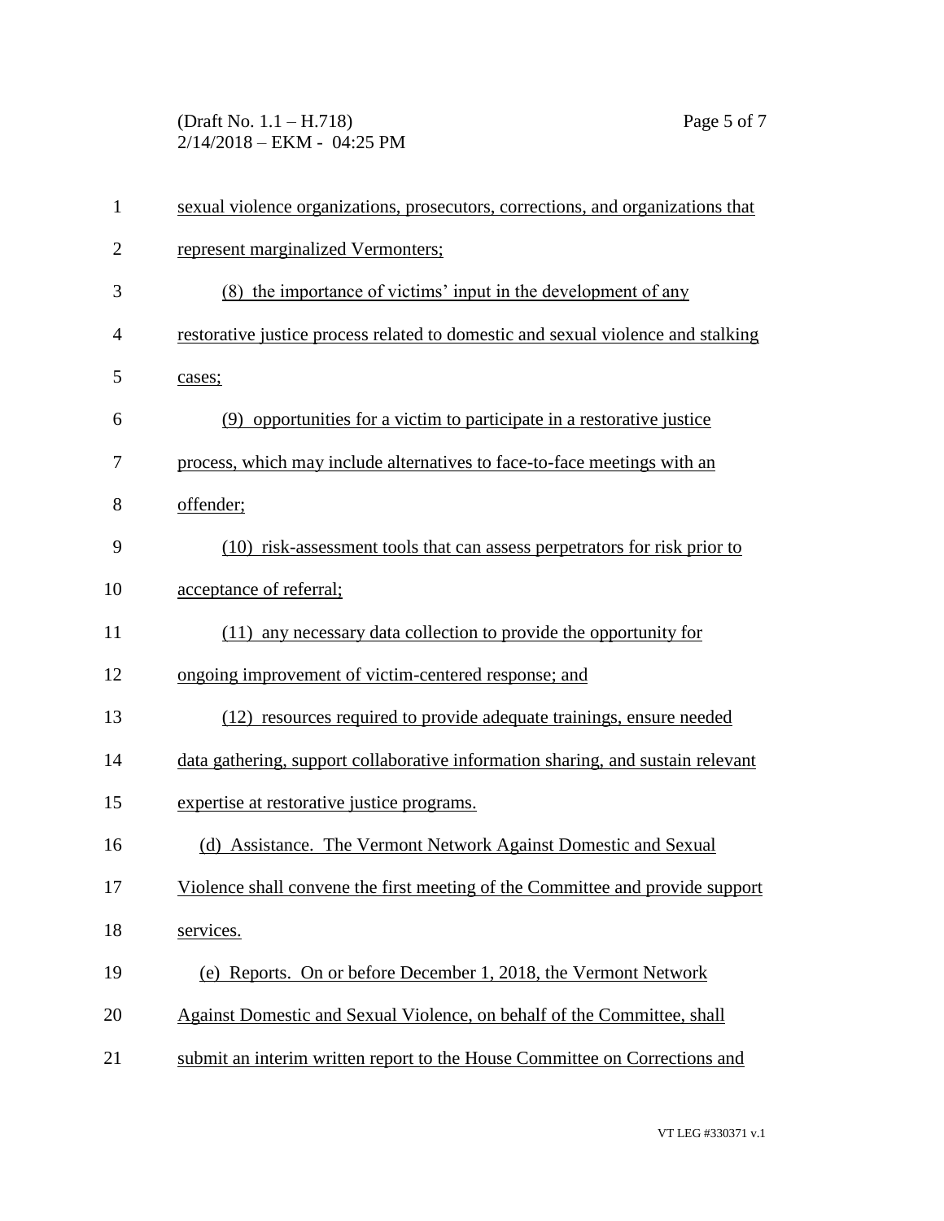sexual violence organizations, prosecutors, corrections, and organizations that represent marginalized Vermonters;

(8) the importance of victims' input in the development of any restorative justice process related to domestic and sexual violence and stalking cases;

(9) opportunities for a victim to participate in a restorative justice process, which may include alternatives to face-to-face meetings with an offender;

(10) risk-assessment tools that can assess perpetrators for risk prior to acceptance of referral;

(11) any necessary data collection to provide the opportunity for ongoing improvement of victim-centered response; and

(12) resources required to provide adequate trainings, ensure needed data gathering, support collaborative information sharing, and sustain relevant expertise at restorative justice programs.

(d) Assistance. The Vermont Network Against Domestic and Sexual Violence shall convene the first meeting of the Committee and provide support services.

(e) Reports. On or before December 1, 2018, the Vermont Network Against Domestic and Sexual Violence, on behalf of the Committee, shall submit an interim written report to the House Committee on Corrections and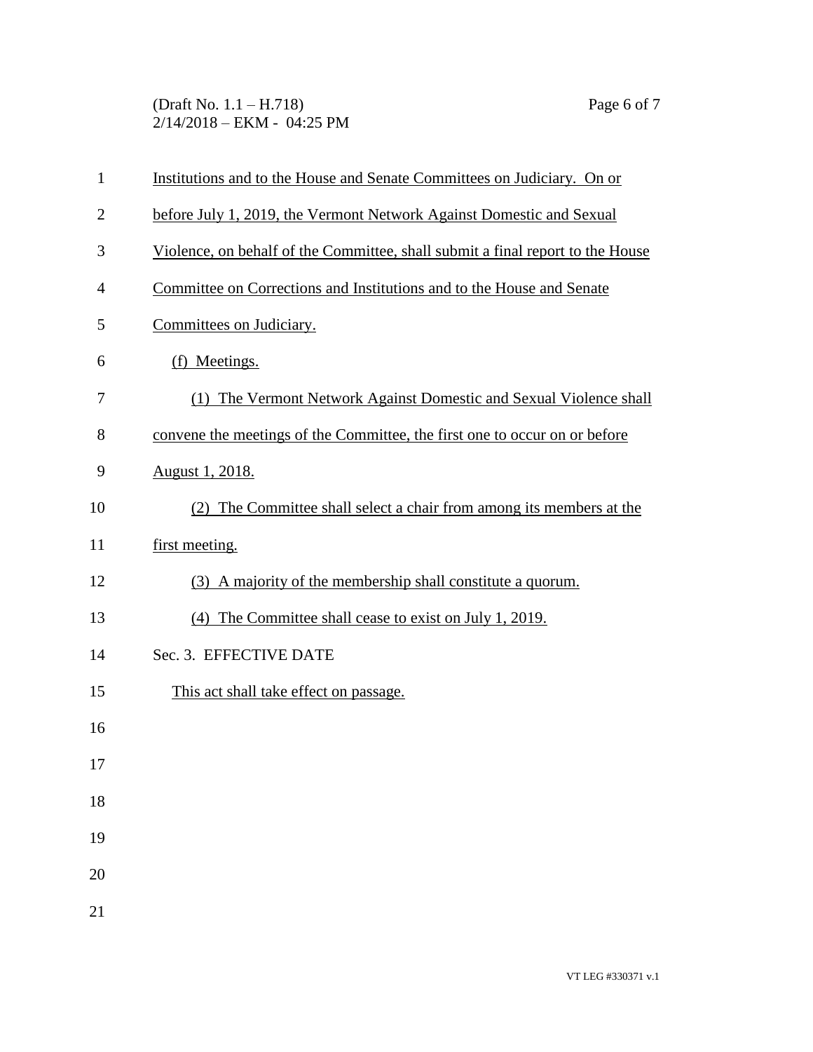Institutions and to the House and Senate Committees on Judiciary. On or before July 1, 2019, the Vermont Network Against Domestic and Sexual Violence, on behalf of the Committee, shall submit a final report to the House Committee on Corrections and Institutions and to the House and Senate Committees on Judiciary.

(f) Meetings.

(1) The Vermont Network Against Domestic and Sexual Violence shall convene the meetings of the Committee, the first one to occur on or before August 1, 2018.

(2) The Committee shall select a chair from among its members at the first meeting.

(3) A majority of the membership shall constitute a quorum.

(4) The Committee shall cease to exist on July 1, 2019.

Sec. 3. EFFECTIVE DATE

This act shall take effect on passage.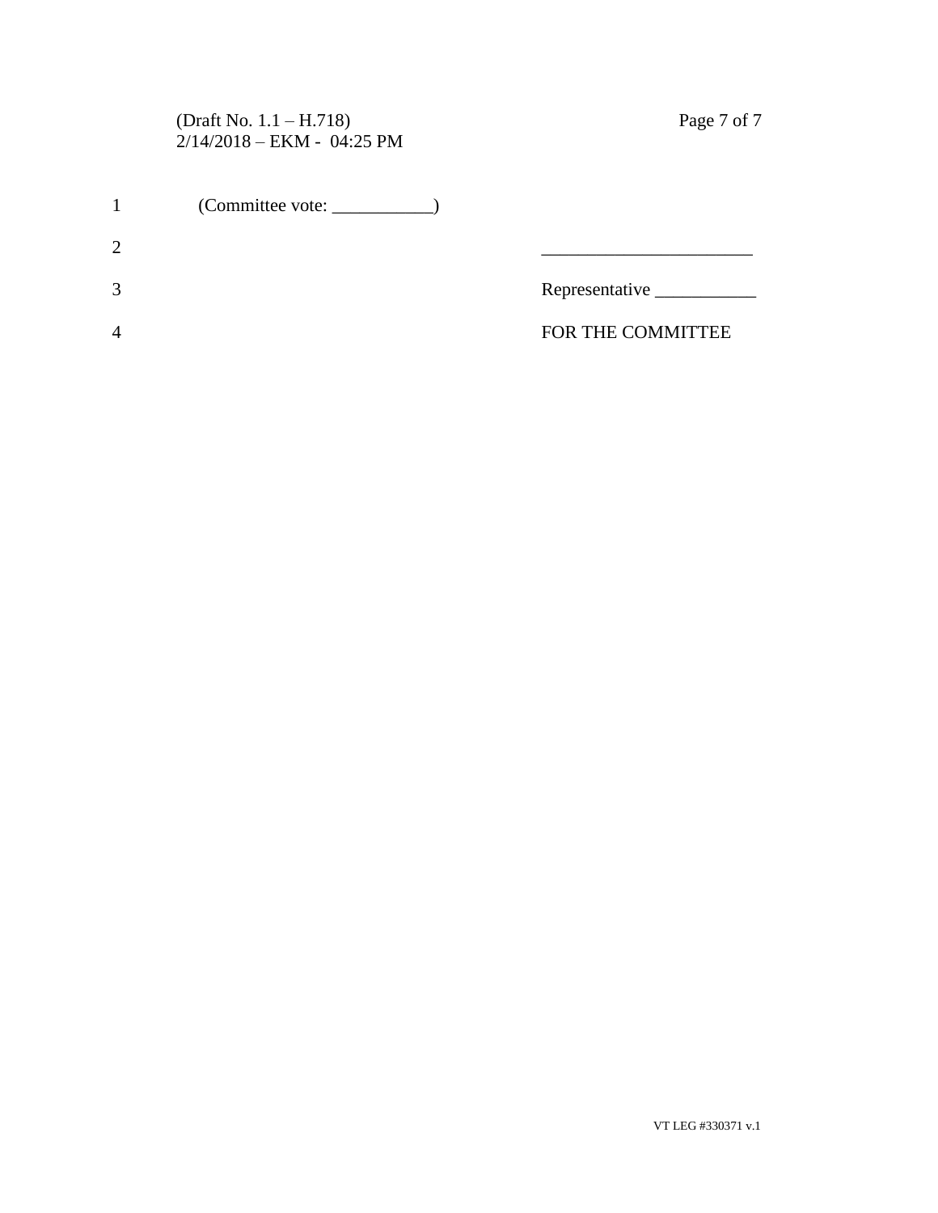(Committee vote: ___________)

_______________________

Representative ___________

FOR THE COMMITTEE